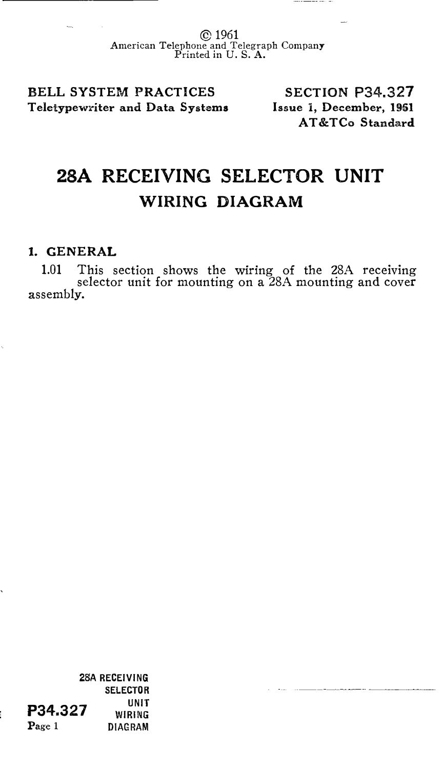© 1961
American Telephone and Telegraph Company
Printed in U. S. A.

**BELL SYSTEM PRACTICES**
**Teletypewriter and Data Systems**

**SECTION P34.327**
**Issue 1, December, 1961**
**AT&TCo Standard**

# 28A RECEIVING SELECTOR UNIT

## WIRING DIAGRAM

### 1. GENERAL

1.01 This section shows the wiring of the 28A receiving selector unit for mounting on a 28A mounting and cover assembly.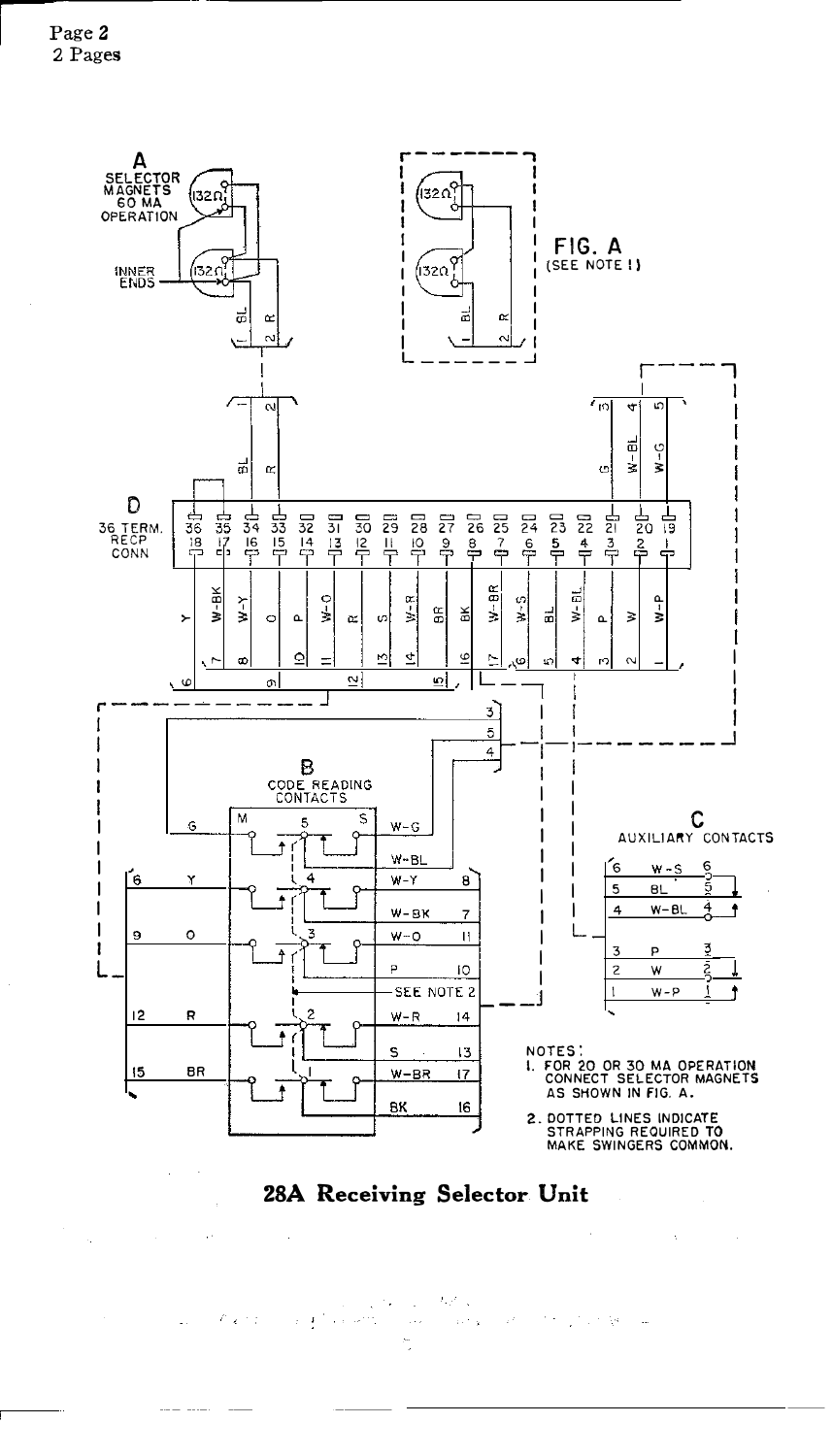A
SELECTOR MAGNETS 60 MA OPERATION

132Ω

132Ω

INNER ENDS

BL R

1 2

FIG. A (SEE NOTE 1)

132Ω

132Ω

BL R

1 2

D
36 TERM. RECP CONN

36 35 34 33 32 31 30 29 28 27 26 25 24 23 22 21 20 19

18 17 16 15 14 13 12 11 10 9 8 7 6 5 4 3 2 1

Y W-BK W-Y O P W-O R S W-R BR BK W-BR W-S BL W-BL P W W-P

G W-BL W-G

B
CODE READING CONTACTS

M S

G W-G W-BL

6 Y W-Y 8 W-BK 7

9 O W-O 11 P 10

SEE NOTE 2

12 R W-R 14 S 13

15 BR W-BR 17 BK 16

C
AUXILIARY CONTACTS

6 W-S 6
5 BL 5
4 W-BL 4
3 P 3
2 W 2
1 W-P 1

NOTES:
1. FOR 20 OR 30 MA OPERATION CONNECT SELECTOR MAGNETS AS SHOWN IN FIG. A.
2. DOTTED LINES INDICATE STRAPPING REQUIRED TO MAKE SWINGERS COMMON.

## 28A Receiving Selector Unit